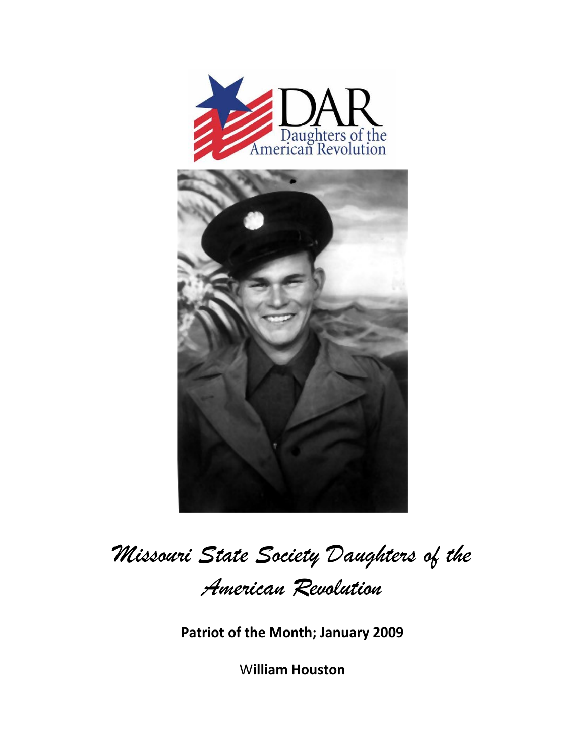DAR
Daughters of the American Revolution

# *Missouri State Society Daughters of the American Revolution*

**Patriot of the Month; January 2009**

W**illiam Houston**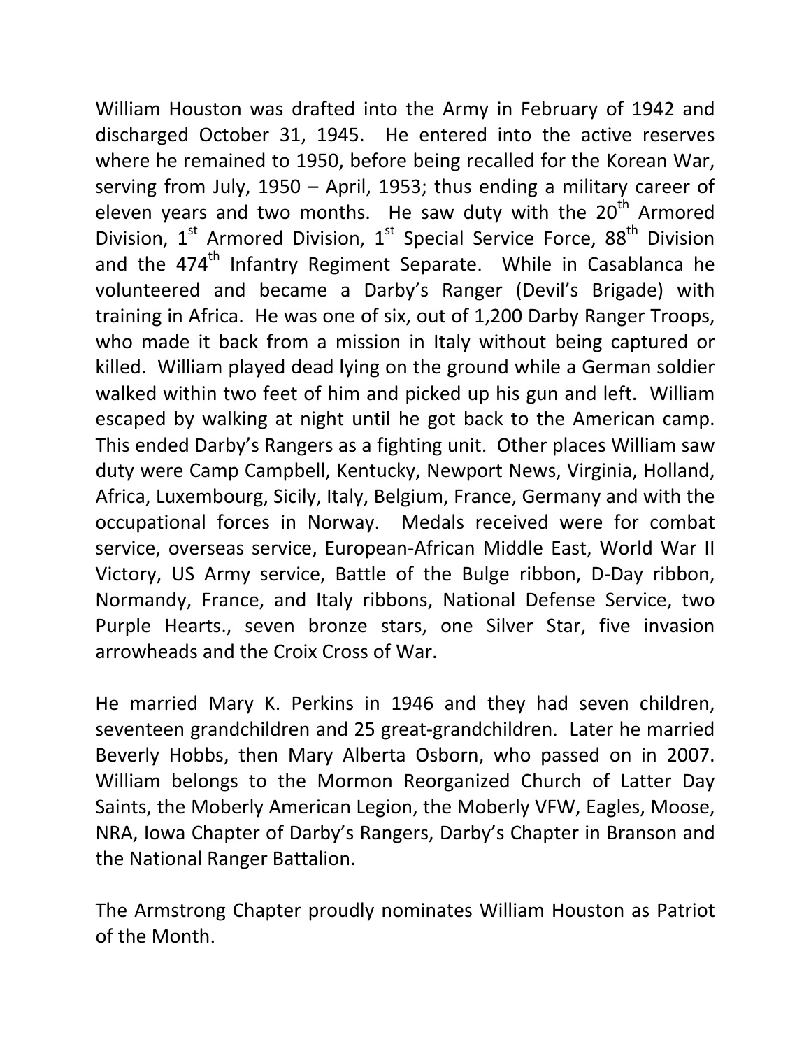William Houston was drafted into the Army in February of 1942 and discharged October 31, 1945. He entered into the active reserves where he remained to 1950, before being recalled for the Korean War, serving from July, 1950 – April, 1953; thus ending a military career of eleven years and two months. He saw duty with the 20th Armored Division, 1st Armored Division, 1st Special Service Force, 88th Division and the 474th Infantry Regiment Separate. While in Casablanca he volunteered and became a Darby's Ranger (Devil's Brigade) with training in Africa. He was one of six, out of 1,200 Darby Ranger Troops, who made it back from a mission in Italy without being captured or killed. William played dead lying on the ground while a German soldier walked within two feet of him and picked up his gun and left. William escaped by walking at night until he got back to the American camp. This ended Darby's Rangers as a fighting unit. Other places William saw duty were Camp Campbell, Kentucky, Newport News, Virginia, Holland, Africa, Luxembourg, Sicily, Italy, Belgium, France, Germany and with the occupational forces in Norway. Medals received were for combat service, overseas service, European-African Middle East, World War II Victory, US Army service, Battle of the Bulge ribbon, D-Day ribbon, Normandy, France, and Italy ribbons, National Defense Service, two Purple Hearts., seven bronze stars, one Silver Star, five invasion arrowheads and the Croix Cross of War.

He married Mary K. Perkins in 1946 and they had seven children, seventeen grandchildren and 25 great-grandchildren. Later he married Beverly Hobbs, then Mary Alberta Osborn, who passed on in 2007. William belongs to the Mormon Reorganized Church of Latter Day Saints, the Moberly American Legion, the Moberly VFW, Eagles, Moose, NRA, Iowa Chapter of Darby's Rangers, Darby's Chapter in Branson and the National Ranger Battalion.

The Armstrong Chapter proudly nominates William Houston as Patriot of the Month.